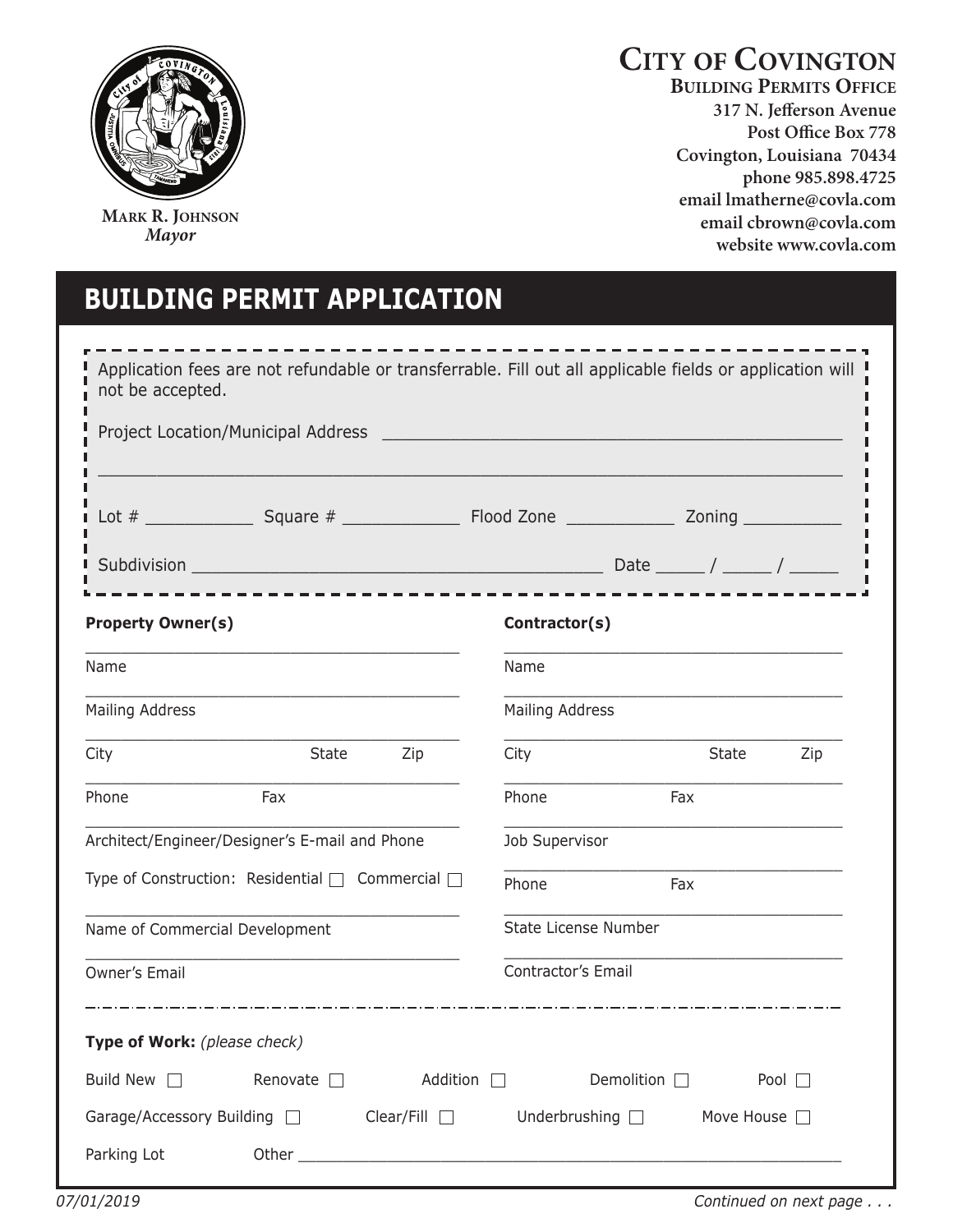**MARK R. JOHNSON**
*Mayor*

# CITY OF COVINGTON

**BUILDING PERMITS OFFICE**
**317 N. Jefferson Avenue**
**Post Office Box 778**
**Covington, Louisiana 70434**
**phone 985.898.4725**
**email lmatherne@covla.com**
**email cbrown@covla.com**
**website www.covla.com**

## BUILDING PERMIT APPLICATION

Application fees are not refundable or transferrable. Fill out all applicable fields or application will not be accepted.

Project Location/Municipal Address ______________________________________________

________________________________________________________________________

Lot # __________ Square # ___________ Flood Zone __________ Zoning _________

Subdivision ________________________________________ Date _____ / _____ / _____

**Property Owner(s)**

________________________________________
Name

________________________________________
Mailing Address

________________________________________
City State Zip

________________________________________
Phone Fax

________________________________________
Architect/Engineer/Designer's E-mail and Phone

Type of Construction: Residential ☐ Commercial ☐

________________________________________
Name of Commercial Development

________________________________________
Owner's Email

**Contractor(s)**

________________________________________
Name

________________________________________
Mailing Address

________________________________________
City State Zip

________________________________________
Phone Fax

________________________________________
Job Supervisor

________________________________________
Phone Fax

________________________________________
State License Number

________________________________________
Contractor's Email

**Type of Work:** *(please check)*

Build New ☐ Renovate ☐ Addition ☐ Demolition ☐ Pool ☐

Garage/Accessory Building ☐ Clear/Fill ☐ Underbrushing ☐ Move House ☐

Parking Lot Other ________________________________________________________

07/01/2019

*Continued on next page . . .*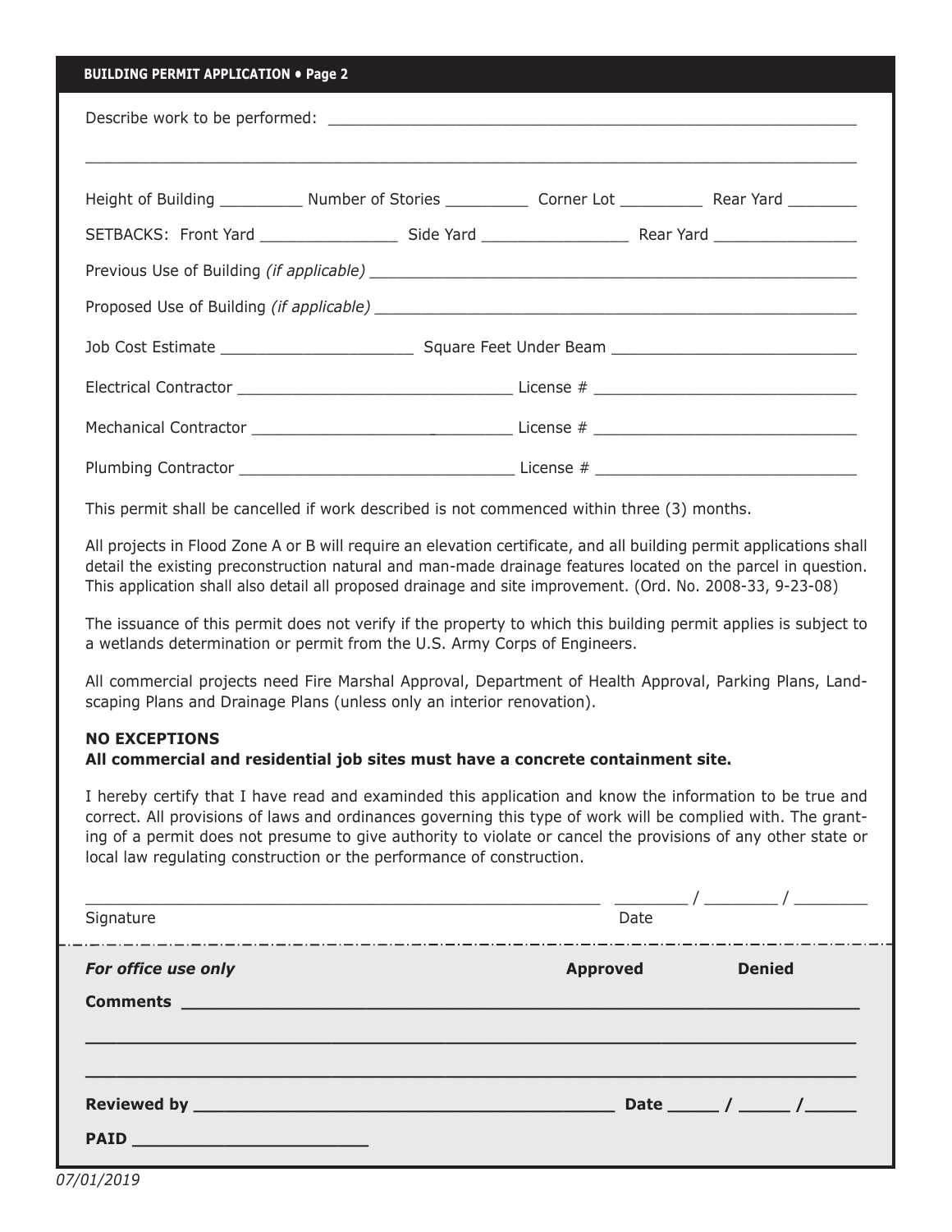## BUILDING PERMIT APPLICATION • Page 2

Describe work to be performed: ____________________________________________________________

____________________________________________________________________________________

Height of Building __________ Number of Stories __________ Corner Lot __________ Rear Yard ________

SETBACKS: Front Yard ________________ Side Yard _________________ Rear Yard ________________

Previous Use of Building *(if applicable)* ________________________________________________________

Proposed Use of Building *(if applicable)* _______________________________________________________

Job Cost Estimate ______________________ Square Feet Under Beam ____________________________

Electrical Contractor ________________________________ License # ______________________________

Mechanical Contractor ______________________________ License # ______________________________

Plumbing Contractor ________________________________ License # ______________________________

This permit shall be cancelled if work described is not commenced within three (3) months.

All projects in Flood Zone A or B will require an elevation certificate, and all building permit applications shall detail the existing preconstruction natural and man-made drainage features located on the parcel in question. This application shall also detail all proposed drainage and site improvement. (Ord. No. 2008-33, 9-23-08)

The issuance of this permit does not verify if the property to which this building permit applies is subject to a wetlands determination or permit from the U.S. Army Corps of Engineers.

All commercial projects need Fire Marshal Approval, Department of Health Approval, Parking Plans, Landscaping Plans and Drainage Plans (unless only an interior renovation).

**NO EXCEPTIONS**
**All commercial and residential job sites must have a concrete containment site.**

I hereby certify that I have read and examinded this application and know the information to be true and correct. All provisions of laws and ordinances governing this type of work will be complied with. The granting of a permit does not presume to give authority to violate or cancel the provisions of any other state or local law regulating construction or the performance of construction.

_______________________________________________________ ________ / ________ / ________
Signature Date

---

***For office use only*** **Approved** **Denied**

**Comments** ______________________________________________________________________

____________________________________________________________________________________

____________________________________________________________________________________

**Reviewed by** ____________________________________________ **Date** _____ / _____ / _____

**PAID** ________________________

*07/01/2019*